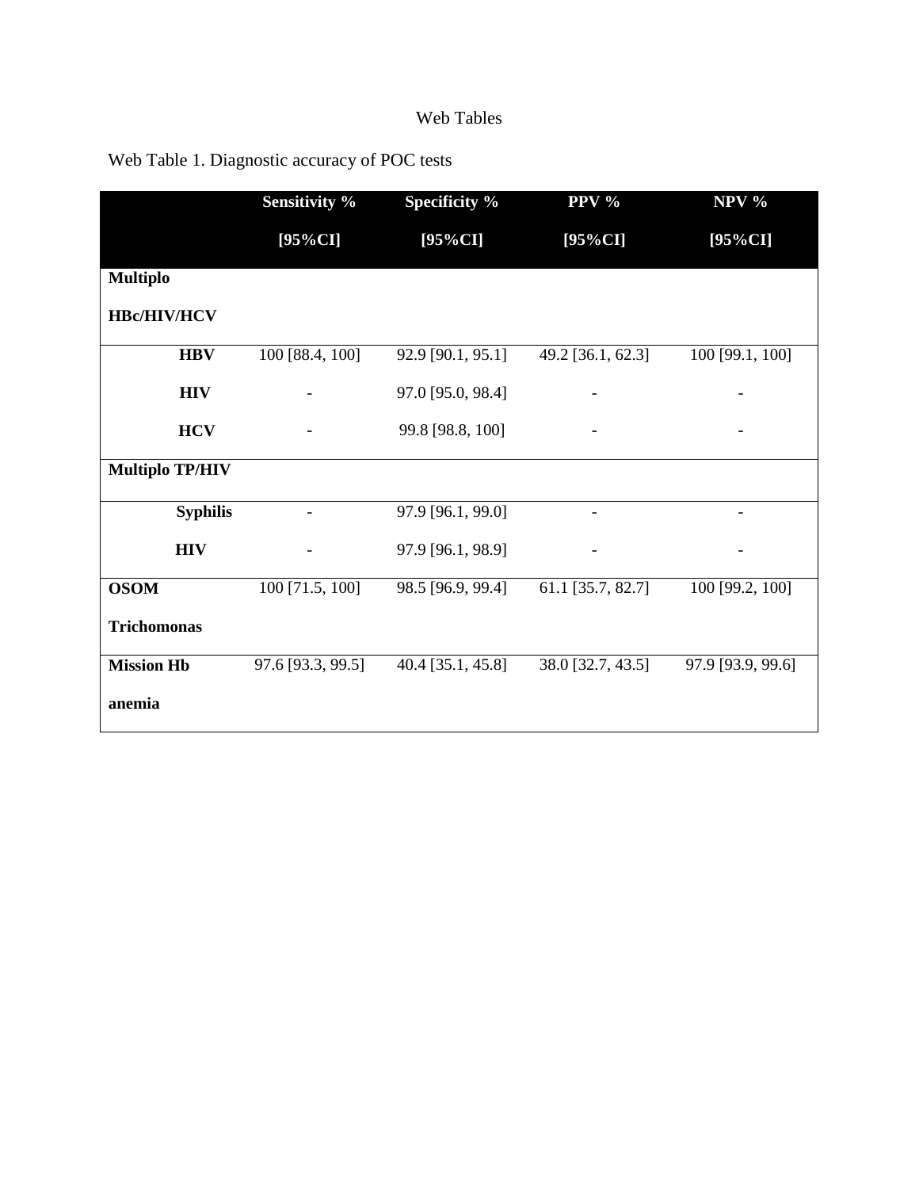# Web Tables

Web Table 1. Diagnostic accuracy of POC tests

| | **Sensitivity % [95%CI]** | **Specificity % [95%CI]** | **PPV % [95%CI]** | **NPV % [95%CI]** |
|---|---|---|---|---|
| **Multiplo HBc/HIV/HCV** | | | | |
| **HBV** | 100 [88.4, 100] | 92.9 [90.1, 95.1] | 49.2 [36.1, 62.3] | 100 [99.1, 100] |
| **HIV** | - | 97.0 [95.0, 98.4] | - | - |
| **HCV** | - | 99.8 [98.8, 100] | - | - |
| **Multiplo TP/HIV** | | | | |
| **Syphilis** | - | 97.9 [96.1, 99.0] | - | - |
| **HIV** | - | 97.9 [96.1, 98.9] | - | - |
| **OSOM Trichomonas** | 100 [71.5, 100] | 98.5 [96.9, 99.4] | 61.1 [35.7, 82.7] | 100 [99.2, 100] |
| **Mission Hb anemia** | 97.6 [93.3, 99.5] | 40.4 [35.1, 45.8] | 38.0 [32.7, 43.5] | 97.9 [93.9, 99.6] |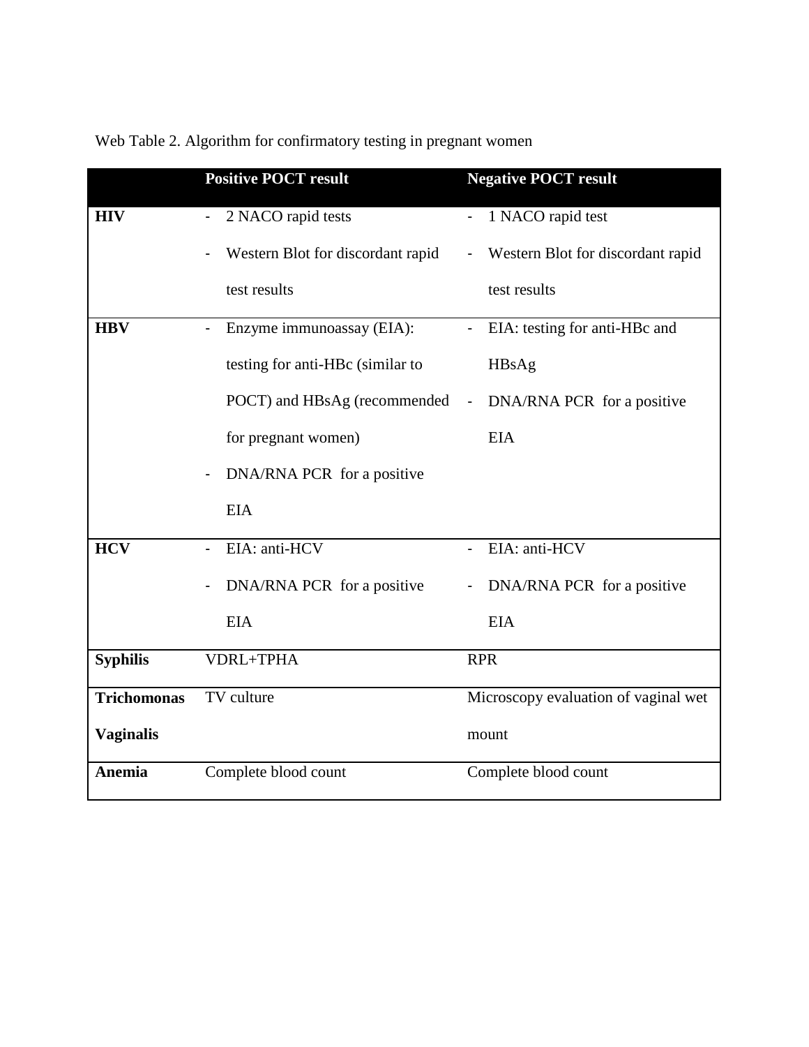Web Table 2. Algorithm for confirmatory testing in pregnant women

| | Positive POCT result | Negative POCT result |
|---|---|---|
| **HIV** | - 2 NACO rapid tests<br>- Western Blot for discordant rapid test results | - 1 NACO rapid test<br>- Western Blot for discordant rapid test results |
| **HBV** | - Enzyme immunoassay (EIA): testing for anti-HBc (similar to POCT) and HBsAg (recommended for pregnant women)<br>- DNA/RNA PCR for a positive EIA | - EIA: testing for anti-HBc and HBsAg<br>- DNA/RNA PCR for a positive EIA |
| **HCV** | - EIA: anti-HCV<br>- DNA/RNA PCR for a positive EIA | - EIA: anti-HCV<br>- DNA/RNA PCR for a positive EIA |
| **Syphilis** | VDRL+TPHA | RPR |
| **Trichomonas Vaginalis** | TV culture | Microscopy evaluation of vaginal wet mount |
| **Anemia** | Complete blood count | Complete blood count |